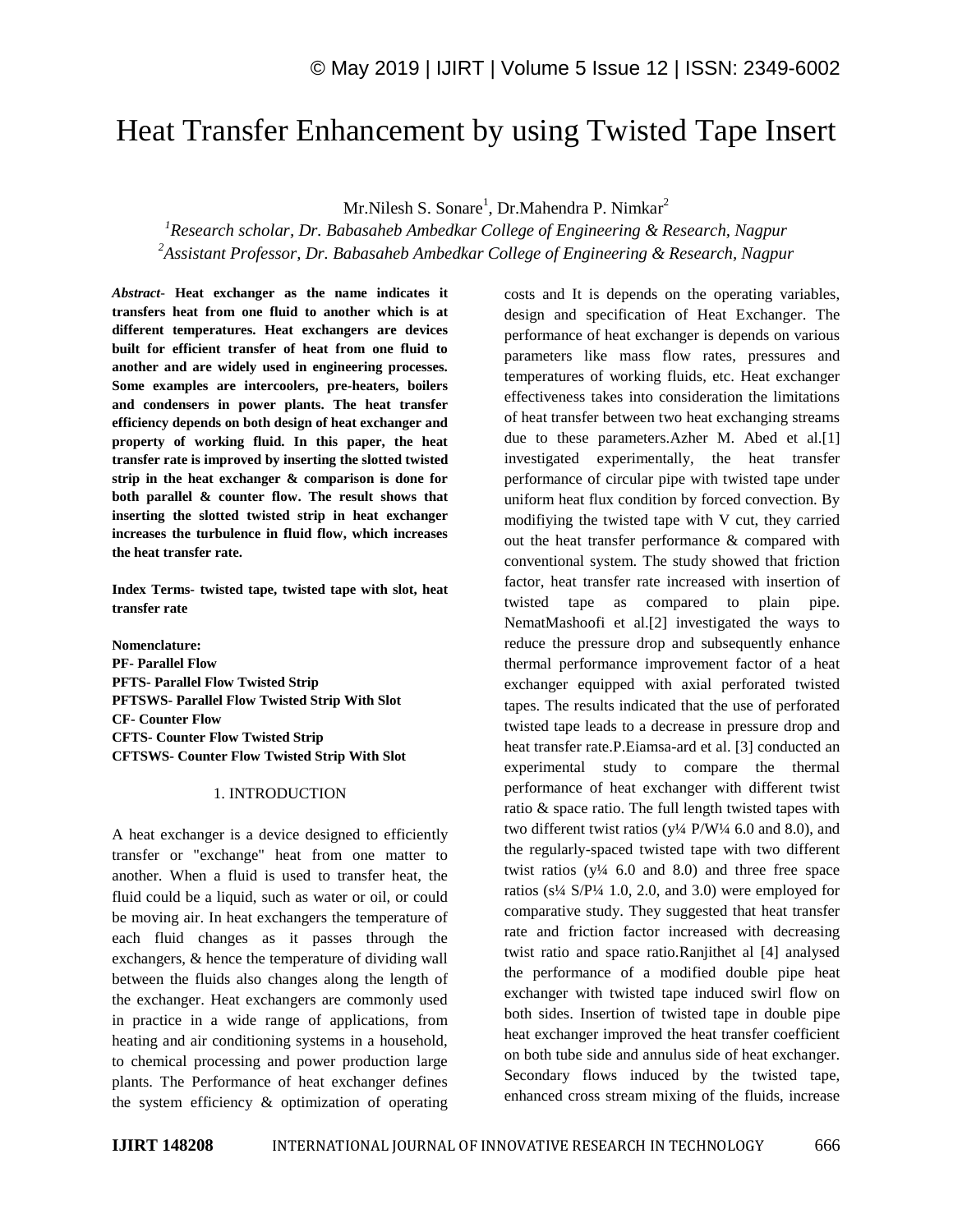# Heat Transfer Enhancement by using Twisted Tape Insert

Mr.Nilesh S. Sonare[1], Dr.Mahendra P. Nimkar[2]

[1]*Research scholar, Dr. Babasaheb Ambedkar College of Engineering & Research, Nagpur*
[2]*Assistant Professor, Dr. Babasaheb Ambedkar College of Engineering & Research, Nagpur*

***Abstract-*** **Heat exchanger as the name indicates it transfers heat from one fluid to another which is at different temperatures. Heat exchangers are devices built for efficient transfer of heat from one fluid to another and are widely used in engineering processes. Some examples are intercoolers, pre-heaters, boilers and condensers in power plants. The heat transfer efficiency depends on both design of heat exchanger and property of working fluid. In this paper, the heat transfer rate is improved by inserting the slotted twisted strip in the heat exchanger & comparison is done for both parallel & counter flow. The result shows that inserting the slotted twisted strip in heat exchanger increases the turbulence in fluid flow, which increases the heat transfer rate.**

**Index Terms- twisted tape, twisted tape with slot, heat transfer rate**

**Nomenclature:**
**PF- Parallel Flow**
**PFTS- Parallel Flow Twisted Strip**
**PFTSWS- Parallel Flow Twisted Strip With Slot**
**CF- Counter Flow**
**CFTS- Counter Flow Twisted Strip**
**CFTSWS- Counter Flow Twisted Strip With Slot**

## 1. INTRODUCTION

A heat exchanger is a device designed to efficiently transfer or "exchange" heat from one matter to another. When a fluid is used to transfer heat, the fluid could be a liquid, such as water or oil, or could be moving air. In heat exchangers the temperature of each fluid changes as it passes through the exchangers, & hence the temperature of dividing wall between the fluids also changes along the length of the exchanger. Heat exchangers are commonly used in practice in a wide range of applications, from heating and air conditioning systems in a household, to chemical processing and power production large plants. The Performance of heat exchanger defines the system efficiency & optimization of operating costs and It is depends on the operating variables, design and specification of Heat Exchanger. The performance of heat exchanger is depends on various parameters like mass flow rates, pressures and temperatures of working fluids, etc. Heat exchanger effectiveness takes into consideration the limitations of heat transfer between two heat exchanging streams due to these parameters.Azher M. Abed et al.[1] investigated experimentally, the heat transfer performance of circular pipe with twisted tape under uniform heat flux condition by forced convection. By modifiying the twisted tape with V cut, they carried out the heat transfer performance & compared with conventional system. The study showed that friction factor, heat transfer rate increased with insertion of twisted tape as compared to plain pipe. NematMashoofi et al.[2] investigated the ways to reduce the pressure drop and subsequently enhance thermal performance improvement factor of a heat exchanger equipped with axial perforated twisted tapes. The results indicated that the use of perforated twisted tape leads to a decrease in pressure drop and heat transfer rate.P.Eiamsa-ard et al. [3] conducted an experimental study to compare the thermal performance of heat exchanger with different twist ratio & space ratio. The full length twisted tapes with two different twist ratios (y¼ P/W¼ 6.0 and 8.0), and the regularly-spaced twisted tape with two different twist ratios (y¼ 6.0 and 8.0) and three free space ratios (s¼ S/P¼ 1.0, 2.0, and 3.0) were employed for comparative study. They suggested that heat transfer rate and friction factor increased with decreasing twist ratio and space ratio.Ranjithet al [4] analysed the performance of a modified double pipe heat exchanger with twisted tape induced swirl flow on both sides. Insertion of twisted tape in double pipe heat exchanger improved the heat transfer coefficient on both tube side and annulus side of heat exchanger. Secondary flows induced by the twisted tape, enhanced cross stream mixing of the fluids, increase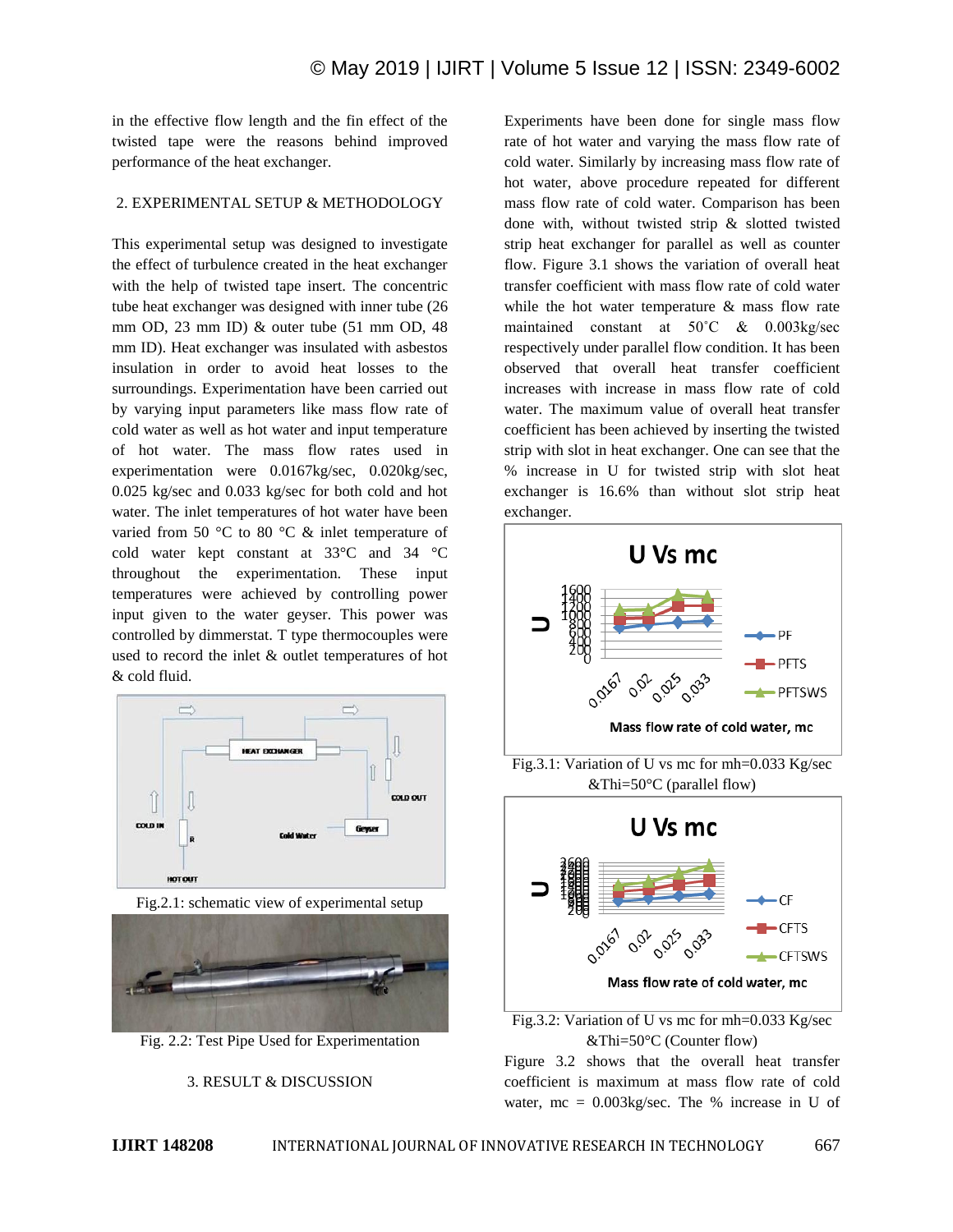in the effective flow length and the fin effect of the twisted tape were the reasons behind improved performance of the heat exchanger.

## 2. EXPERIMENTAL SETUP & METHODOLOGY

This experimental setup was designed to investigate the effect of turbulence created in the heat exchanger with the help of twisted tape insert. The concentric tube heat exchanger was designed with inner tube (26 mm OD, 23 mm ID) & outer tube (51 mm OD, 48 mm ID). Heat exchanger was insulated with asbestos insulation in order to avoid heat losses to the surroundings. Experimentation have been carried out by varying input parameters like mass flow rate of cold water as well as hot water and input temperature of hot water. The mass flow rates used in experimentation were 0.0167kg/sec, 0.020kg/sec, 0.025 kg/sec and 0.033 kg/sec for both cold and hot water. The inlet temperatures of hot water have been varied from 50 °C to 80 °C & inlet temperature of cold water kept constant at 33°C and 34 °C throughout the experimentation. These input temperatures were achieved by controlling power input given to the water geyser. This power was controlled by dimmerstat. T type thermocouples were used to record the inlet & outlet temperatures of hot & cold fluid.

Fig.2.1: schematic view of experimental setup

Fig. 2.2: Test Pipe Used for Experimentation

## 3. RESULT & DISCUSSION

Experiments have been done for single mass flow rate of hot water and varying the mass flow rate of cold water. Similarly by increasing mass flow rate of hot water, above procedure repeated for different mass flow rate of cold water. Comparison has been done with, without twisted strip & slotted twisted strip heat exchanger for parallel as well as counter flow. Figure 3.1 shows the variation of overall heat transfer coefficient with mass flow rate of cold water while the hot water temperature & mass flow rate maintained constant at 50˚C & 0.003kg/sec respectively under parallel flow condition. It has been observed that overall heat transfer coefficient increases with increase in mass flow rate of cold water. The maximum value of overall heat transfer coefficient has been achieved by inserting the twisted strip with slot in heat exchanger. One can see that the % increase in U for twisted strip with slot heat exchanger is 16.6% than without slot strip heat exchanger.

Fig.3.1: Variation of U vs mc for mh=0.033 Kg/sec &Thi=50°C (parallel flow)

Fig.3.2: Variation of U vs mc for mh=0.033 Kg/sec &Thi=50°C (Counter flow)

Figure 3.2 shows that the overall heat transfer coefficient is maximum at mass flow rate of cold water, mc = 0.003kg/sec. The % increase in U of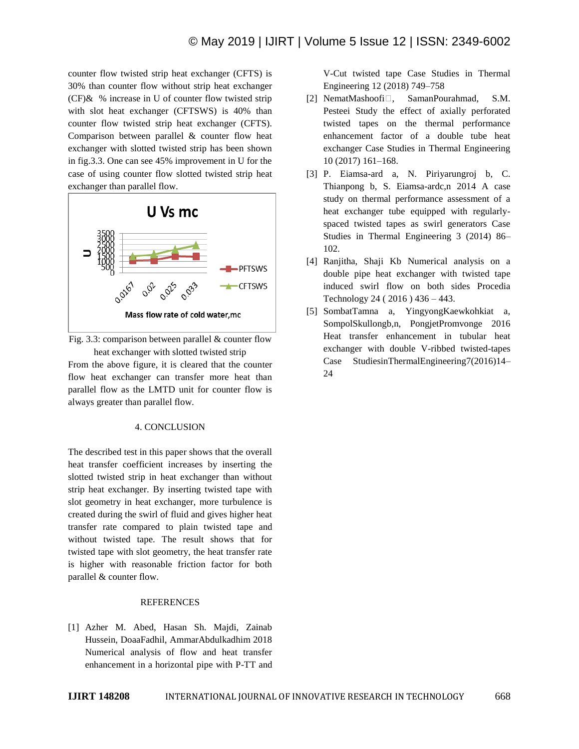counter flow twisted strip heat exchanger (CFTS) is 30% than counter flow without strip heat exchanger (CF)& % increase in U of counter flow twisted strip with slot heat exchanger (CFTSWS) is 40% than counter flow twisted strip heat exchanger (CFTS). Comparison between parallel & counter flow heat exchanger with slotted twisted strip has been shown in fig.3.3. One can see 45% improvement in U for the case of using counter flow slotted twisted strip heat exchanger than parallel flow.

U Vs mc

U

3500
3000
2500
2000
1500
1000
500
0

0.0167
0.02
0.025
0.033

Mass flow rate of cold water,mc

PFTSWS
CFTSWS

Fig. 3.3: comparison between parallel & counter flow heat exchanger with slotted twisted strip

From the above figure, it is cleared that the counter flow heat exchanger can transfer more heat than parallel flow as the LMTD unit for counter flow is always greater than parallel flow.

## 4. CONCLUSION

The described test in this paper shows that the overall heat transfer coefficient increases by inserting the slotted twisted strip in heat exchanger than without strip heat exchanger. By inserting twisted tape with slot geometry in heat exchanger, more turbulence is created during the swirl of fluid and gives higher heat transfer rate compared to plain twisted tape and without twisted tape. The result shows that for twisted tape with slot geometry, the heat transfer rate is higher with reasonable friction factor for both parallel & counter flow.

## REFERENCES

[1] Azher M. Abed, Hasan Sh. Majdi, Zainab Hussein, DoaaFadhil, AmmarAbdulkadhim 2018 Numerical analysis of flow and heat transfer enhancement in a horizontal pipe with P-TT and V-Cut twisted tape Case Studies in Thermal Engineering 12 (2018) 749–758

[2] NematMashoofi, SamanPourahmad, S.M. Pesteei Study the effect of axially perforated twisted tapes on the thermal performance enhancement factor of a double tube heat exchanger Case Studies in Thermal Engineering 10 (2017) 161–168.

[3] P. Eiamsa-ard a, N. Piriyarungroj b, C. Thianpong b, S. Eiamsa-ardc,n 2014 A case study on thermal performance assessment of a heat exchanger tube equipped with regularly-spaced twisted tapes as swirl generators Case Studies in Thermal Engineering 3 (2014) 86–102.

[4] Ranjitha, Shaji Kb Numerical analysis on a double pipe heat exchanger with twisted tape induced swirl flow on both sides Procedia Technology 24 ( 2016 ) 436 – 443.

[5] SombatTamna a, YingyongKaewkohkiat a, SompolSkullongb,n, PongjetPromvonge 2016 Heat transfer enhancement in tubular heat exchanger with double V-ribbed twisted-tapes Case StudiesinThermalEngineering7(2016)14–24